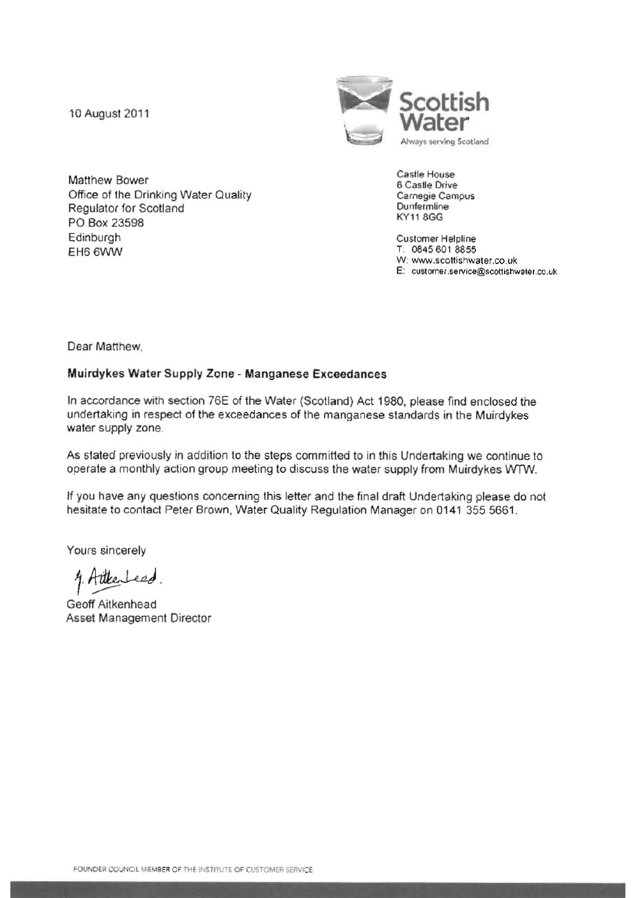10 August 2011

Scottish Water
Always serving Scotland

Matthew Bower
Office of the Drinking Water Quality
Regulator for Scotland
PO Box 23598
Edinburgh
EH6 6WW

Castle House
6 Castle Drive
Carnegie Campus
Dunfermline
KY11 8GG

Customer Helpline
T: 0845 601 8855
W: www.scottishwater.co.uk
E: customer.service@scottishwater.co.uk

Dear Matthew,

**Muirdykes Water Supply Zone - Manganese Exceedances**

In accordance with section 76E of the Water (Scotland) Act 1980, please find enclosed the undertaking in respect of the exceedances of the manganese standards in the Muirdykes water supply zone.

As stated previously in addition to the steps committed to in this Undertaking we continue to operate a monthly action group meeting to discuss the water supply from Muirdykes WTW.

If you have any questions concerning this letter and the final draft Undertaking please do not hesitate to contact Peter Brown, Water Quality Regulation Manager on 0141 355 5661.

Yours sincerely

G. Aitkenhead.

Geoff Aitkenhead
Asset Management Director

FOUNDER COUNCIL MEMBER OF THE INSTITUTE OF CUSTOMER SERVICE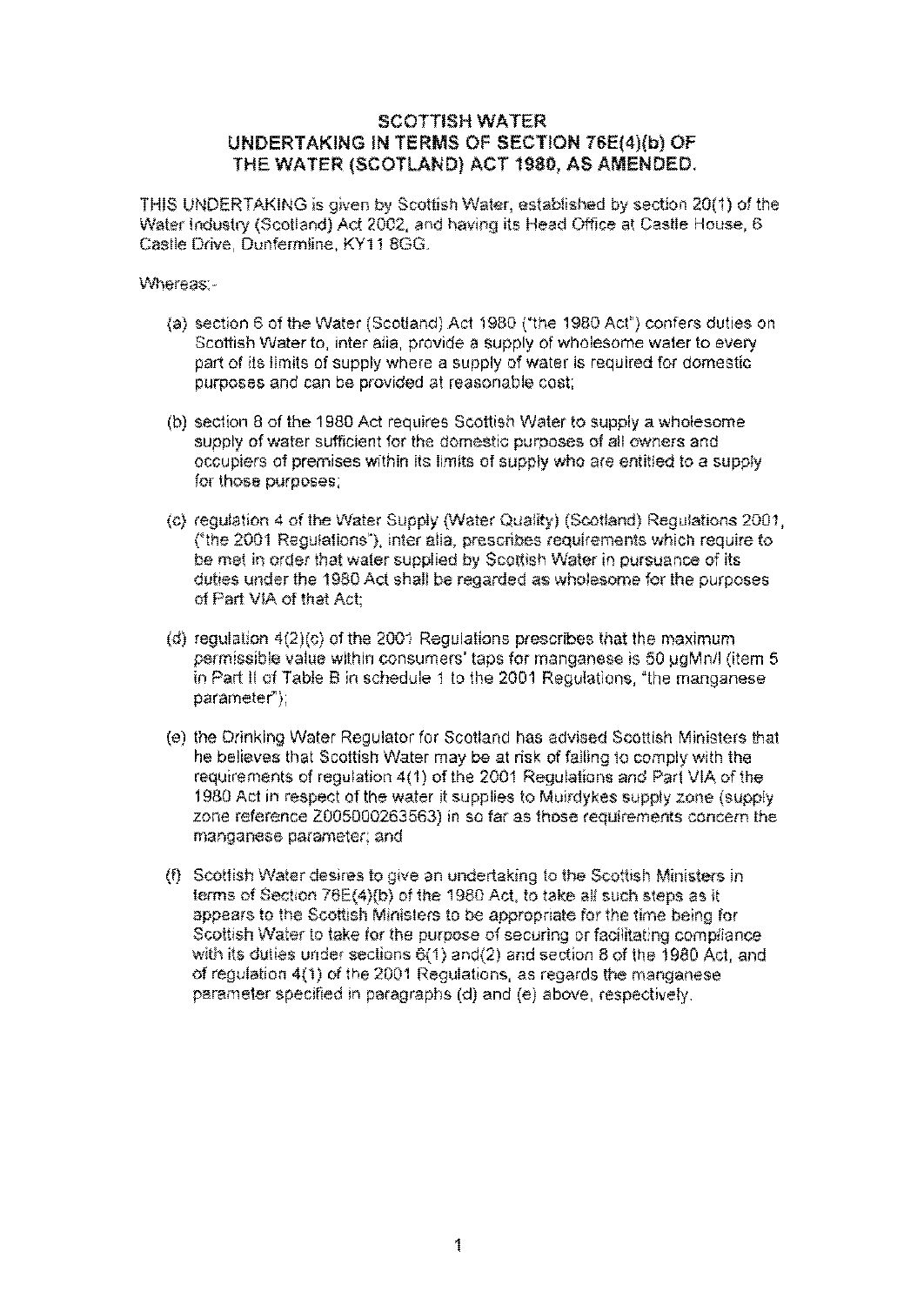# SCOTTISH WATER
## UNDERTAKING IN TERMS OF SECTION 76E(4)(b) OF THE WATER (SCOTLAND) ACT 1980, AS AMENDED.

THIS UNDERTAKING is given by Scottish Water, established by section 20(1) of the Water Industry (Scotland) Act 2002, and having its Head Office at Castle House, 6 Castle Drive, Dunfermline, KY11 8GG.

Whereas:-

(a) section 6 of the Water (Scotland) Act 1980 ("the 1980 Act") confers duties on Scottish Water to, inter alia, provide a supply of wholesome water to every part of its limits of supply where a supply of water is required for domestic purposes and can be provided at reasonable cost;

(b) section 8 of the 1980 Act requires Scottish Water to supply a wholesome supply of water sufficient for the domestic purposes of all owners and occupiers of premises within its limits of supply who are entitled to a supply for those purposes;

(c) regulation 4 of the Water Supply (Water Quality) (Scotland) Regulations 2001, ("the 2001 Regulations"), inter alia, prescribes requirements which require to be met in order that water supplied by Scottish Water in pursuance of its duties under the 1980 Act shall be regarded as wholesome for the purposes of Part VIA of that Act;

(d) regulation 4(2)(c) of the 2001 Regulations prescribes that the maximum permissible value within consumers' taps for manganese is 50 µgMn/l (item 5 in Part II of Table B in schedule 1 to the 2001 Regulations, "the manganese parameter");

(e) the Drinking Water Regulator for Scotland has advised Scottish Ministers that he believes that Scottish Water may be at risk of failing to comply with the requirements of regulation 4(1) of the 2001 Regulations and Part VIA of the 1980 Act in respect of the water it supplies to Muirdykes supply zone (supply zone reference Z005000263563) in so far as those requirements concern the manganese parameter; and

(f) Scottish Water desires to give an undertaking to the Scottish Ministers in terms of Section 76E(4)(b) of the 1980 Act, to take all such steps as it appears to the Scottish Ministers to be appropriate for the time being for Scottish Water to take for the purpose of securing or facilitating compliance with its duties under sections 6(1) and(2) and section 8 of the 1980 Act, and of regulation 4(1) of the 2001 Regulations, as regards the manganese parameter specified in paragraphs (d) and (e) above, respectively.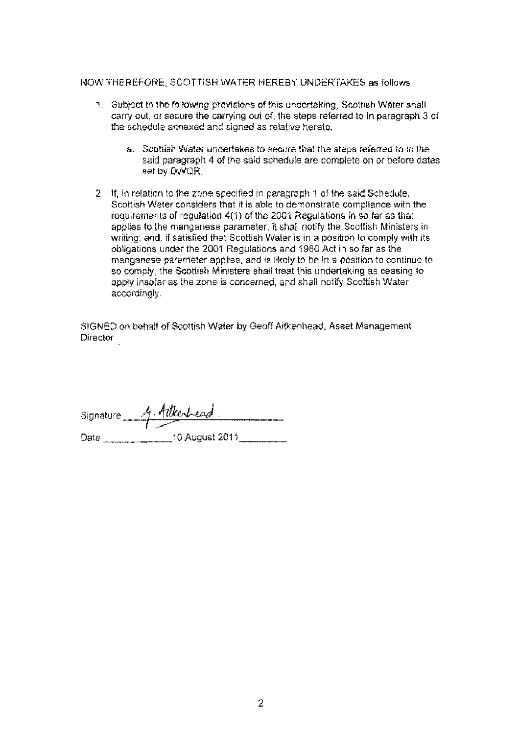NOW THEREFORE, SCOTTISH WATER HEREBY UNDERTAKES as follows

1. Subject to the following provisions of this undertaking, Scottish Water shall carry out, or secure the carrying out of, the steps referred to in paragraph 3 of the schedule annexed and signed as relative hereto.

   a. Scottish Water undertakes to secure that the steps referred to in the said paragraph 4 of the said schedule are complete on or before dates set by DWQR.

2. If, in relation to the zone specified in paragraph 1 of the said Schedule, Scottish Water considers that it is able to demonstrate compliance with the requirements of regulation 4(1) of the 2001 Regulations in so far as that applies to the manganese parameter, it shall notify the Scottish Ministers in writing; and, if satisfied that Scottish Water is in a position to comply with its obligations under the 2001 Regulations and 1980 Act in so far as the manganese parameter applies, and is likely to be in a position to continue to so comply, the Scottish Ministers shall treat this undertaking as ceasing to apply insofar as the zone is concerned, and shall notify Scottish Water accordingly.

SIGNED on behalf of Scottish Water by Geoff Aitkenhead, Asset Management Director

Signature G. Aitkenhead

Date 10 August 2011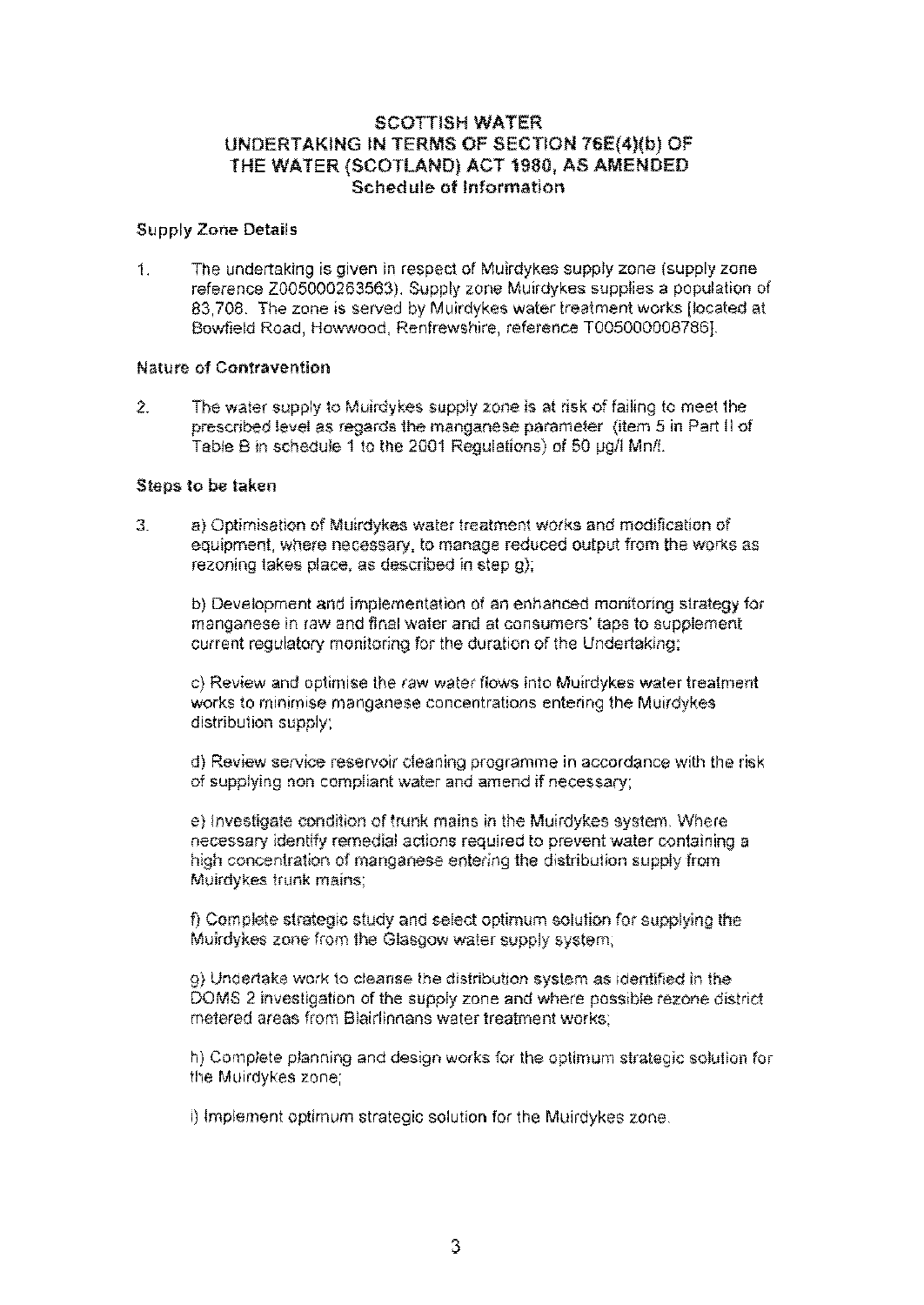# SCOTTISH WATER
## UNDERTAKING IN TERMS OF SECTION 76E(4)(b) OF THE WATER (SCOTLAND) ACT 1980, AS AMENDED
### Schedule of Information

**Supply Zone Details**

1. The undertaking is given in respect of Muirdykes supply zone (supply zone reference Z005000263563). Supply zone Muirdykes supplies a population of 83,708. The zone is served by Muirdykes water treatment works [located at Bowfield Road, Howwood, Renfrewshire, reference T005000008786].

**Nature of Contravention**

2. The water supply to Muirdykes supply zone is at risk of failing to meet the prescribed level as regards the manganese parameter (item 5 in Part II of Table B in schedule 1 to the 2001 Regulations) of 50 µg/l Mn/l.

**Steps to be taken**

3. a) Optimisation of Muirdykes water treatment works and modification of equipment, where necessary, to manage reduced output from the works as rezoning takes place, as described in step g);

   b) Development and implementation of an enhanced monitoring strategy for manganese in raw and final water and at consumers' taps to supplement current regulatory monitoring for the duration of the Undertaking;

   c) Review and optimise the raw water flows into Muirdykes water treatment works to minimise manganese concentrations entering the Muirdykes distribution supply;

   d) Review service reservoir cleaning programme in accordance with the risk of supplying non compliant water and amend if necessary;

   e) Investigate condition of trunk mains in the Muirdykes system. Where necessary identify remedial actions required to prevent water containing a high concentration of manganese entering the distribution supply from Muirdykes trunk mains;

   f) Complete strategic study and select optimum solution for supplying the Muirdykes zone from the Glasgow water supply system;

   g) Undertake work to cleanse the distribution system as identified in the DOMS 2 investigation of the supply zone and where possible rezone district metered areas from Blairlinnans water treatment works;

   h) Complete planning and design works for the optimum strategic solution for the Muirdykes zone;

   i) Implement optimum strategic solution for the Muirdykes zone.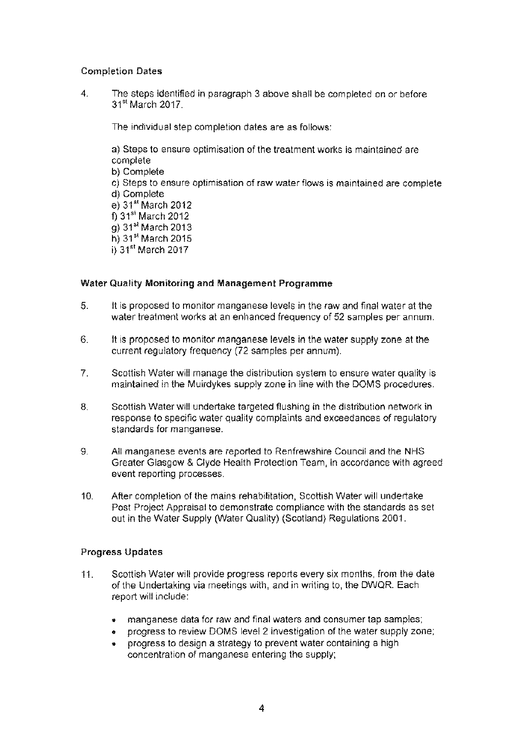### Completion Dates

4. The steps identified in paragraph 3 above shall be completed on or before 31st March 2017.

   The individual step completion dates are as follows:

   a) Steps to ensure optimisation of the treatment works is maintained are complete
   b) Complete
   c) Steps to ensure optimisation of raw water flows is maintained are complete
   d) Complete
   e) 31st March 2012
   f) 31st March 2012
   g) 31st March 2013
   h) 31st March 2015
   i) 31st March 2017

### Water Quality Monitoring and Management Programme

5. It is proposed to monitor manganese levels in the raw and final water at the water treatment works at an enhanced frequency of 52 samples per annum.

6. It is proposed to monitor manganese levels in the water supply zone at the current regulatory frequency (72 samples per annum).

7. Scottish Water will manage the distribution system to ensure water quality is maintained in the Muirdykes supply zone in line with the DOMS procedures.

8. Scottish Water will undertake targeted flushing in the distribution network in response to specific water quality complaints and exceedances of regulatory standards for manganese.

9. All manganese events are reported to Renfrewshire Council and the NHS Greater Glasgow & Clyde Health Protection Team, in accordance with agreed event reporting processes.

10. After completion of the mains rehabilitation, Scottish Water will undertake Post Project Appraisal to demonstrate compliance with the standards as set out in the Water Supply (Water Quality) (Scotland) Regulations 2001.

### Progress Updates

11. Scottish Water will provide progress reports every six months, from the date of the Undertaking via meetings with, and in writing to, the DWQR. Each report will include:

    - manganese data for raw and final waters and consumer tap samples;
    - progress to review DOMS level 2 investigation of the water supply zone;
    - progress to design a strategy to prevent water containing a high concentration of manganese entering the supply;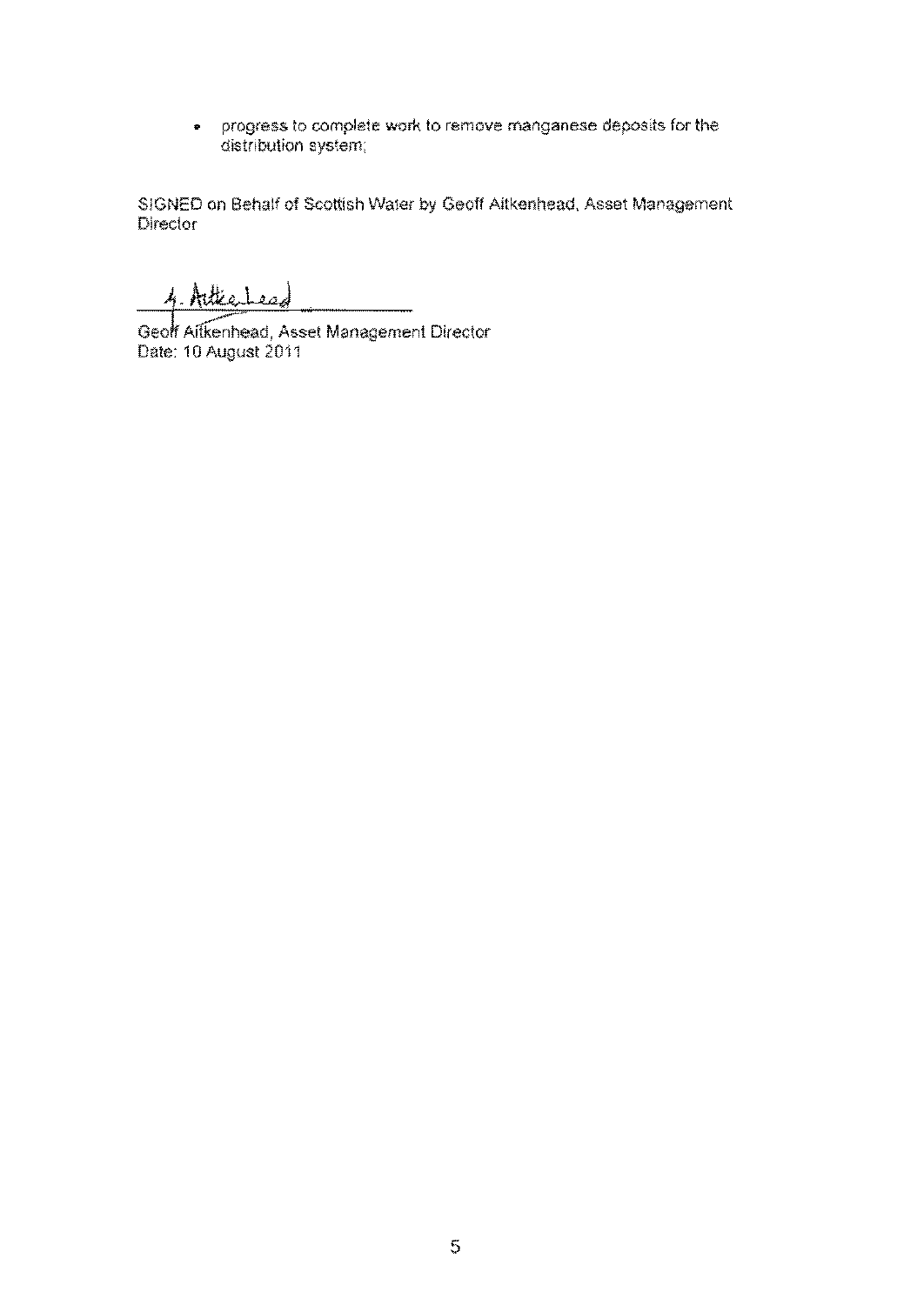- progress to complete work to remove manganese deposits for the distribution system;

SIGNED on Behalf of Scottish Water by Geoff Aitkenhead, Asset Management Director

G. Aitkenhead

Geoff Aitkenhead, Asset Management Director
Date: 10 August 2011